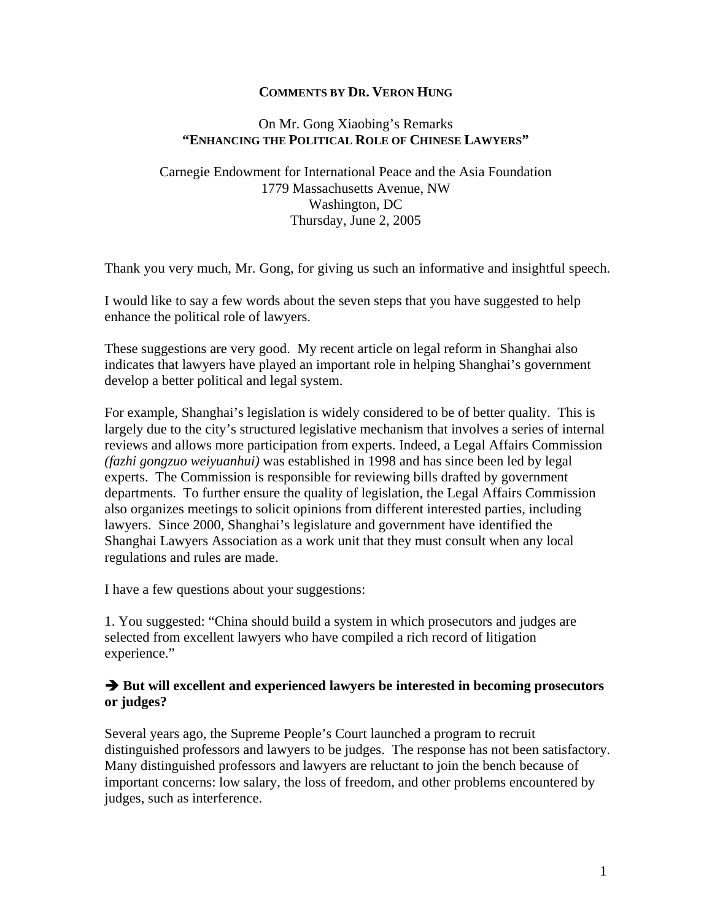# COMMENTS BY DR. VERON HUNG

On Mr. Gong Xiaobing's Remarks
**"ENHANCING THE POLITICAL ROLE OF CHINESE LAWYERS"**

Carnegie Endowment for International Peace and the Asia Foundation
1779 Massachusetts Avenue, NW
Washington, DC
Thursday, June 2, 2005

Thank you very much, Mr. Gong, for giving us such an informative and insightful speech.

I would like to say a few words about the seven steps that you have suggested to help enhance the political role of lawyers.

These suggestions are very good. My recent article on legal reform in Shanghai also indicates that lawyers have played an important role in helping Shanghai's government develop a better political and legal system.

For example, Shanghai's legislation is widely considered to be of better quality. This is largely due to the city's structured legislative mechanism that involves a series of internal reviews and allows more participation from experts. Indeed, a Legal Affairs Commission *(fazhi gongzuo weiyuanhui)* was established in 1998 and has since been led by legal experts. The Commission is responsible for reviewing bills drafted by government departments. To further ensure the quality of legislation, the Legal Affairs Commission also organizes meetings to solicit opinions from different interested parties, including lawyers. Since 2000, Shanghai's legislature and government have identified the Shanghai Lawyers Association as a work unit that they must consult when any local regulations and rules are made.

I have a few questions about your suggestions:

1. You suggested: "China should build a system in which prosecutors and judges are selected from excellent lawyers who have compiled a rich record of litigation experience."

**➔ But will excellent and experienced lawyers be interested in becoming prosecutors or judges?**

Several years ago, the Supreme People's Court launched a program to recruit distinguished professors and lawyers to be judges. The response has not been satisfactory. Many distinguished professors and lawyers are reluctant to join the bench because of important concerns: low salary, the loss of freedom, and other problems encountered by judges, such as interference.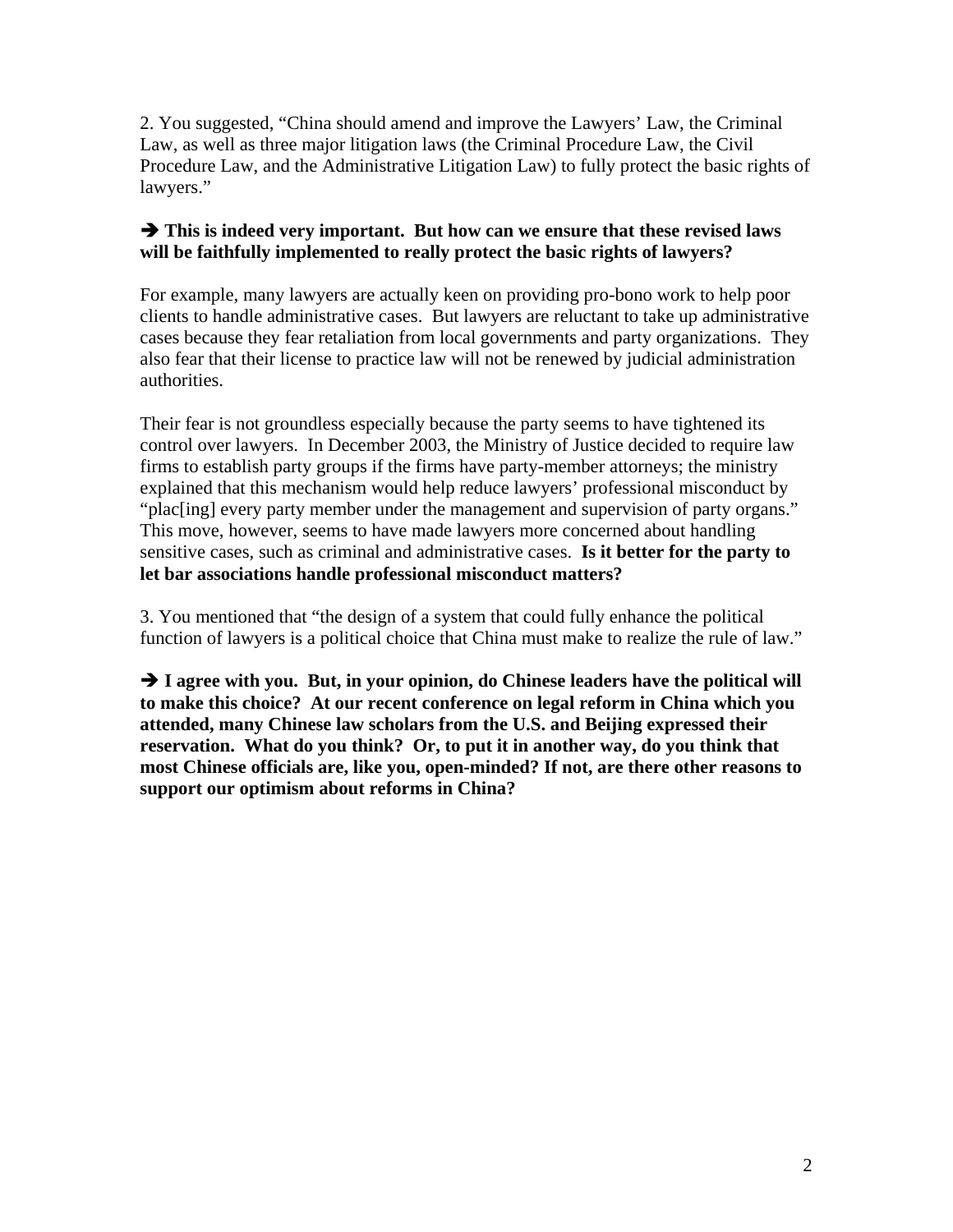2. You suggested, "China should amend and improve the Lawyers' Law, the Criminal Law, as well as three major litigation laws (the Criminal Procedure Law, the Civil Procedure Law, and the Administrative Litigation Law) to fully protect the basic rights of lawyers."

➔ **This is indeed very important. But how can we ensure that these revised laws will be faithfully implemented to really protect the basic rights of lawyers?**

For example, many lawyers are actually keen on providing pro-bono work to help poor clients to handle administrative cases. But lawyers are reluctant to take up administrative cases because they fear retaliation from local governments and party organizations. They also fear that their license to practice law will not be renewed by judicial administration authorities.

Their fear is not groundless especially because the party seems to have tightened its control over lawyers. In December 2003, the Ministry of Justice decided to require law firms to establish party groups if the firms have party-member attorneys; the ministry explained that this mechanism would help reduce lawyers' professional misconduct by "plac[ing] every party member under the management and supervision of party organs." This move, however, seems to have made lawyers more concerned about handling sensitive cases, such as criminal and administrative cases. **Is it better for the party to let bar associations handle professional misconduct matters?**

3. You mentioned that "the design of a system that could fully enhance the political function of lawyers is a political choice that China must make to realize the rule of law."

➔ **I agree with you. But, in your opinion, do Chinese leaders have the political will to make this choice? At our recent conference on legal reform in China which you attended, many Chinese law scholars from the U.S. and Beijing expressed their reservation. What do you think? Or, to put it in another way, do you think that most Chinese officials are, like you, open-minded? If not, are there other reasons to support our optimism about reforms in China?**